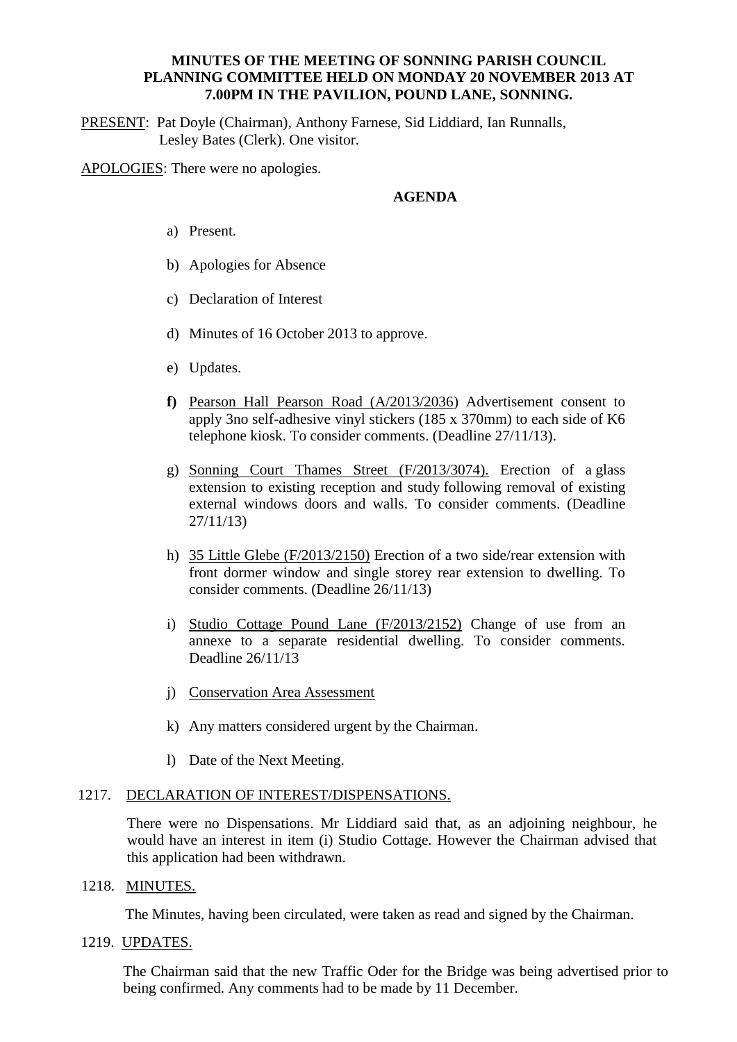**MINUTES OF THE MEETING OF SONNING PARISH COUNCIL PLANNING COMMITTEE HELD ON MONDAY 20 NOVEMBER 2013 AT 7.00PM IN THE PAVILION, POUND LANE, SONNING.**

PRESENT: Pat Doyle (Chairman), Anthony Farnese, Sid Liddiard, Ian Runnalls, Lesley Bates (Clerk). One visitor.

APOLOGIES: There were no apologies.

**AGENDA**

a) Present.

b) Apologies for Absence

c) Declaration of Interest

d) Minutes of 16 October 2013 to approve.

e) Updates.

**f)** Pearson Hall Pearson Road (A/2013/2036) Advertisement consent to apply 3no self-adhesive vinyl stickers (185 x 370mm) to each side of K6 telephone kiosk. To consider comments. (Deadline 27/11/13).

g) Sonning Court Thames Street (F/2013/3074). Erection of a glass extension to existing reception and study following removal of existing external windows doors and walls. To consider comments. (Deadline 27/11/13)

h) 35 Little Glebe (F/2013/2150) Erection of a two side/rear extension with front dormer window and single storey rear extension to dwelling. To consider comments. (Deadline 26/11/13)

i) Studio Cottage Pound Lane (F/2013/2152) Change of use from an annexe to a separate residential dwelling. To consider comments. Deadline 26/11/13

j) Conservation Area Assessment

k) Any matters considered urgent by the Chairman.

l) Date of the Next Meeting.

1217. DECLARATION OF INTEREST/DISPENSATIONS.

There were no Dispensations. Mr Liddiard said that, as an adjoining neighbour, he would have an interest in item (i) Studio Cottage. However the Chairman advised that this application had been withdrawn.

1218. MINUTES.

The Minutes, having been circulated, were taken as read and signed by the Chairman.

1219. UPDATES.

The Chairman said that the new Traffic Oder for the Bridge was being advertised prior to being confirmed. Any comments had to be made by 11 December.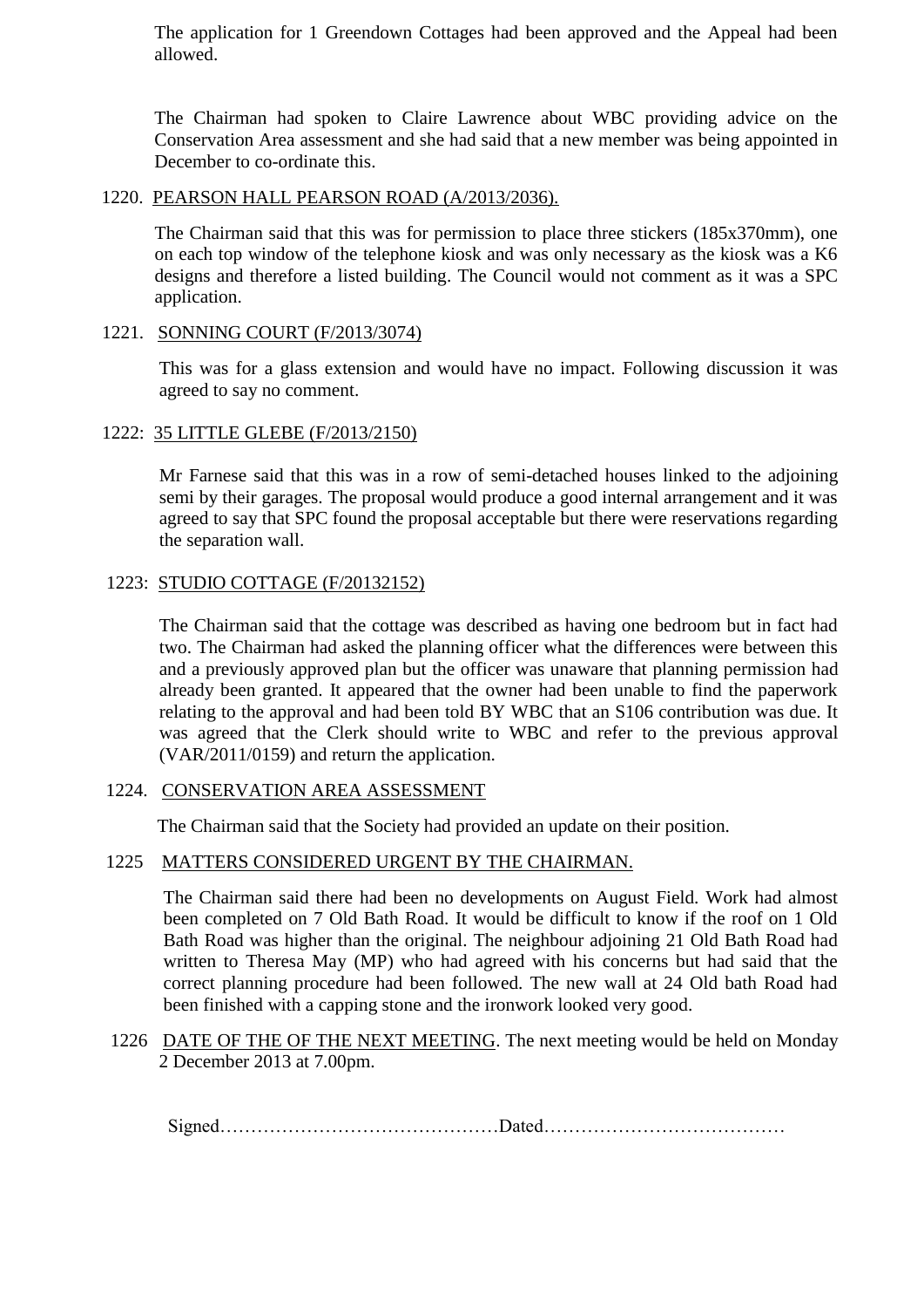The application for 1 Greendown Cottages had been approved and the Appeal had been allowed.

The Chairman had spoken to Claire Lawrence about WBC providing advice on the Conservation Area assessment and she had said that a new member was being appointed in December to co-ordinate this.

1220. PEARSON HALL PEARSON ROAD (A/2013/2036).

The Chairman said that this was for permission to place three stickers (185x370mm), one on each top window of the telephone kiosk and was only necessary as the kiosk was a K6 designs and therefore a listed building. The Council would not comment as it was a SPC application.

1221. SONNING COURT (F/2013/3074)

This was for a glass extension and would have no impact. Following discussion it was agreed to say no comment.

1222: 35 LITTLE GLEBE (F/2013/2150)

Mr Farnese said that this was in a row of semi-detached houses linked to the adjoining semi by their garages. The proposal would produce a good internal arrangement and it was agreed to say that SPC found the proposal acceptable but there were reservations regarding the separation wall.

1223: STUDIO COTTAGE (F/20132152)

The Chairman said that the cottage was described as having one bedroom but in fact had two. The Chairman had asked the planning officer what the differences were between this and a previously approved plan but the officer was unaware that planning permission had already been granted. It appeared that the owner had been unable to find the paperwork relating to the approval and had been told BY WBC that an S106 contribution was due. It was agreed that the Clerk should write to WBC and refer to the previous approval (VAR/2011/0159) and return the application.

1224. CONSERVATION AREA ASSESSMENT

The Chairman said that the Society had provided an update on their position.

1225 MATTERS CONSIDERED URGENT BY THE CHAIRMAN.

The Chairman said there had been no developments on August Field. Work had almost been completed on 7 Old Bath Road. It would be difficult to know if the roof on 1 Old Bath Road was higher than the original. The neighbour adjoining 21 Old Bath Road had written to Theresa May (MP) who had agreed with his concerns but had said that the correct planning procedure had been followed. The new wall at 24 Old bath Road had been finished with a capping stone and the ironwork looked very good.

1226 DATE OF THE OF THE NEXT MEETING. The next meeting would be held on Monday 2 December 2013 at 7.00pm.

Signed………………………………………Dated…………………………………